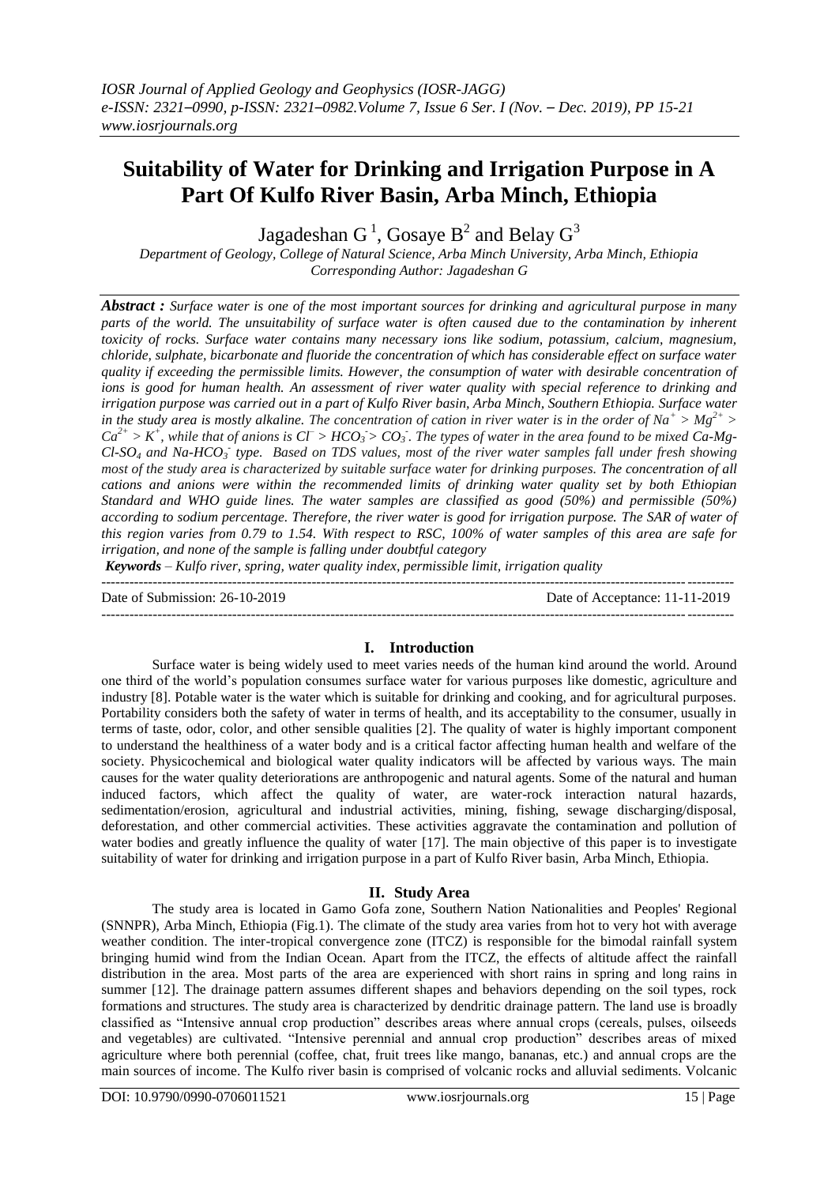# Suitability of Water for Drinking and Irrigation Purpose in A Part Of Kulfo River Basin, Arba Minch, Ethiopia

Jagadeshan G [1], Gosaye B[2] and Belay G[3]

*Department of Geology, College of Natural Science, Arba Minch University, Arba Minch, Ethiopia*
*Corresponding Author: Jagadeshan G*

***Abstract :*** *Surface water is one of the most important sources for drinking and agricultural purpose in many parts of the world. The unsuitability of surface water is often caused due to the contamination by inherent toxicity of rocks. Surface water contains many necessary ions like sodium, potassium, calcium, magnesium, chloride, sulphate, bicarbonate and fluoride the concentration of which has considerable effect on surface water quality if exceeding the permissible limits. However, the consumption of water with desirable concentration of ions is good for human health. An assessment of river water quality with special reference to drinking and irrigation purpose was carried out in a part of Kulfo River basin, Arba Minch, Southern Ethiopia. Surface water in the study area is mostly alkaline. The concentration of cation in river water is in the order of* $Na^+ > Mg^{2+} > Ca^{2+} > K^+$*, while that of anions is* $Cl^- > HCO_3^- > CO_3^-$*. The types of water in the area found to be mixed Ca-Mg-Cl-*$SO_4$ *and Na-*$HCO_3^-$ *type. Based on TDS values, most of the river water samples fall under fresh showing most of the study area is characterized by suitable surface water for drinking purposes. The concentration of all cations and anions were within the recommended limits of drinking water quality set by both Ethiopian Standard and WHO guide lines. The water samples are classified as good (50%) and permissible (50%) according to sodium percentage. Therefore, the river water is good for irrigation purpose. The SAR of water of this region varies from 0.79 to 1.54. With respect to RSC, 100% of water samples of this area are safe for irrigation, and none of the sample is falling under doubtful category*

***Keywords*** *– Kulfo river, spring, water quality index, permissible limit, irrigation quality*

Date of Submission: 26-10-2019 | Date of Acceptance: 11-11-2019

## I. Introduction

Surface water is being widely used to meet varies needs of the human kind around the world. Around one third of the world's population consumes surface water for various purposes like domestic, agriculture and industry [8]. Potable water is the water which is suitable for drinking and cooking, and for agricultural purposes. Portability considers both the safety of water in terms of health, and its acceptability to the consumer, usually in terms of taste, odor, color, and other sensible qualities [2]. The quality of water is highly important component to understand the healthiness of a water body and is a critical factor affecting human health and welfare of the society. Physicochemical and biological water quality indicators will be affected by various ways. The main causes for the water quality deteriorations are anthropogenic and natural agents. Some of the natural and human induced factors, which affect the quality of water, are water-rock interaction natural hazards, sedimentation/erosion, agricultural and industrial activities, mining, fishing, sewage discharging/disposal, deforestation, and other commercial activities. These activities aggravate the contamination and pollution of water bodies and greatly influence the quality of water [17]. The main objective of this paper is to investigate suitability of water for drinking and irrigation purpose in a part of Kulfo River basin, Arba Minch, Ethiopia.

## II. Study Area

The study area is located in Gamo Gofa zone, Southern Nation Nationalities and Peoples' Regional (SNNPR), Arba Minch, Ethiopia (Fig.1). The climate of the study area varies from hot to very hot with average weather condition. The inter-tropical convergence zone (ITCZ) is responsible for the bimodal rainfall system bringing humid wind from the Indian Ocean. Apart from the ITCZ, the effects of altitude affect the rainfall distribution in the area. Most parts of the area are experienced with short rains in spring and long rains in summer [12]. The drainage pattern assumes different shapes and behaviors depending on the soil types, rock formations and structures. The study area is characterized by dendritic drainage pattern. The land use is broadly classified as "Intensive annual crop production" describes areas where annual crops (cereals, pulses, oilseeds and vegetables) are cultivated. "Intensive perennial and annual crop production" describes areas of mixed agriculture where both perennial (coffee, chat, fruit trees like mango, bananas, etc.) and annual crops are the main sources of income. The Kulfo river basin is comprised of volcanic rocks and alluvial sediments. Volcanic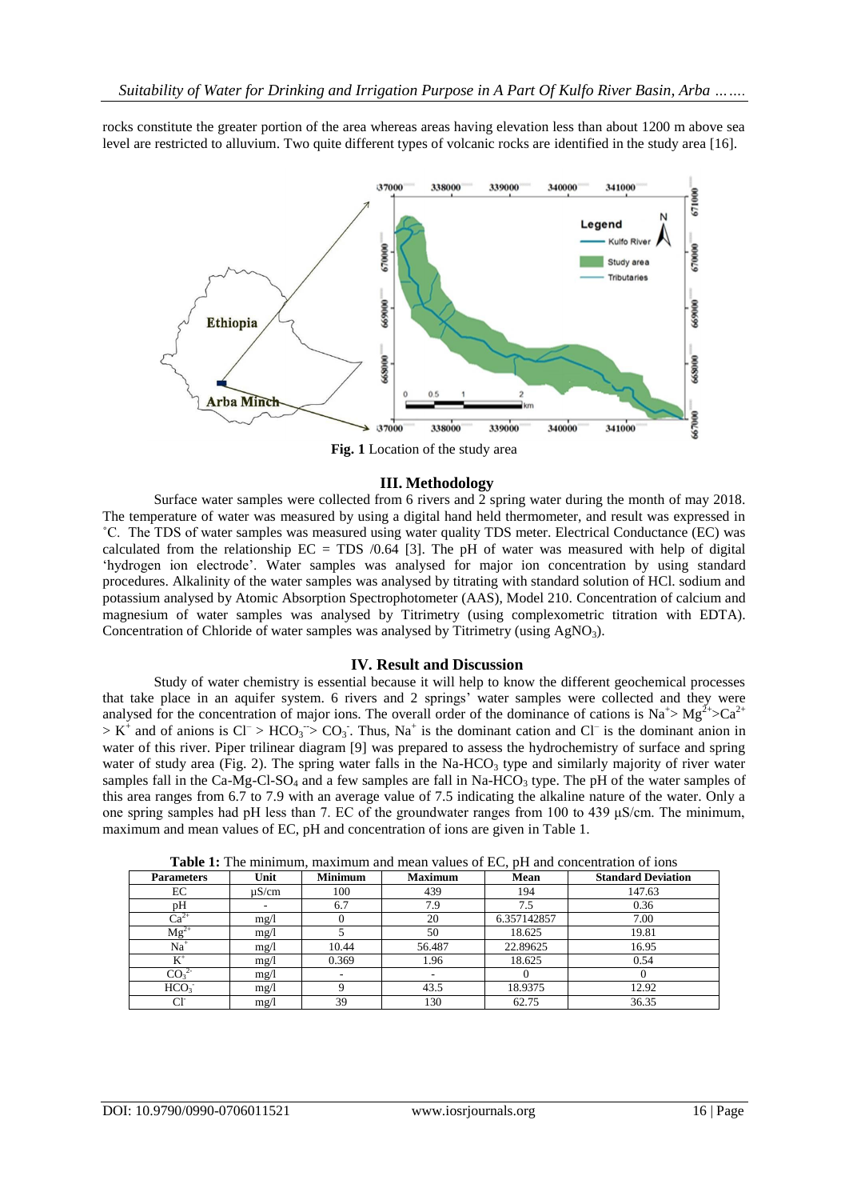rocks constitute the greater portion of the area whereas areas having elevation less than about 1200 m above sea level are restricted to alluvium. Two quite different types of volcanic rocks are identified in the study area [16].

**Fig. 1** Location of the study area

## III. Methodology

Surface water samples were collected from 6 rivers and 2 spring water during the month of may 2018. The temperature of water was measured by using a digital hand held thermometer, and result was expressed in ˚C. The TDS of water samples was measured using water quality TDS meter. Electrical Conductance (EC) was calculated from the relationship EC = TDS /0.64 [3]. The pH of water was measured with help of digital 'hydrogen ion electrode'. Water samples was analysed for major ion concentration by using standard procedures. Alkalinity of the water samples was analysed by titrating with standard solution of HCl. sodium and potassium analysed by Atomic Absorption Spectrophotometer (AAS), Model 210. Concentration of calcium and magnesium of water samples was analysed by Titrimetry (using complexometric titration with EDTA). Concentration of Chloride of water samples was analysed by Titrimetry (using $AgNO_3$).

## IV. Result and Discussion

Study of water chemistry is essential because it will help to know the different geochemical processes that take place in an aquifer system. 6 rivers and 2 springs' water samples were collected and they were analysed for the concentration of major ions. The overall order of the dominance of cations is $Na^+ > Mg^{2+} > Ca^{2+} > K^+$ and of anions is $Cl^- > HCO_3^{--} > CO_3^-$. Thus, $Na^+$ is the dominant cation and $Cl^-$ is the dominant anion in water of this river. Piper trilinear diagram [9] was prepared to assess the hydrochemistry of surface and spring water of study area (Fig. 2). The spring water falls in the Na-$HCO_3$ type and similarly majority of river water samples fall in the Ca-Mg-Cl-$SO_4$ and a few samples are fall in Na-$HCO_3$ type. The pH of the water samples of this area ranges from 6.7 to 7.9 with an average value of 7.5 indicating the alkaline nature of the water. Only a one spring samples had pH less than 7. EC of the groundwater ranges from 100 to 439 µS/cm. The minimum, maximum and mean values of EC, pH and concentration of ions are given in Table 1.

**Table 1:** The minimum, maximum and mean values of EC, pH and concentration of ions

| Parameters | Unit | Minimum | Maximum | Mean | Standard Deviation |
|---|---|---|---|---|---|
| EC | µS/cm | 100 | 439 | 194 | 147.63 |
| pH | - | 6.7 | 7.9 | 7.5 | 0.36 |
| $Ca^{2+}$ | mg/l | 0 | 20 | 6.357142857 | 7.00 |
| $Mg^{2+}$ | mg/l | 5 | 50 | 18.625 | 19.81 |
| $Na^+$ | mg/l | 10.44 | 56.487 | 22.89625 | 16.95 |
| $K^+$ | mg/l | 0.369 | 1.96 | 18.625 | 0.54 |
| $CO_3^{2-}$ | mg/l | - | - | 0 | 0 |
| $HCO_3^-$ | mg/l | 9 | 43.5 | 18.9375 | 12.92 |
| $Cl^-$ | mg/l | 39 | 130 | 62.75 | 36.35 |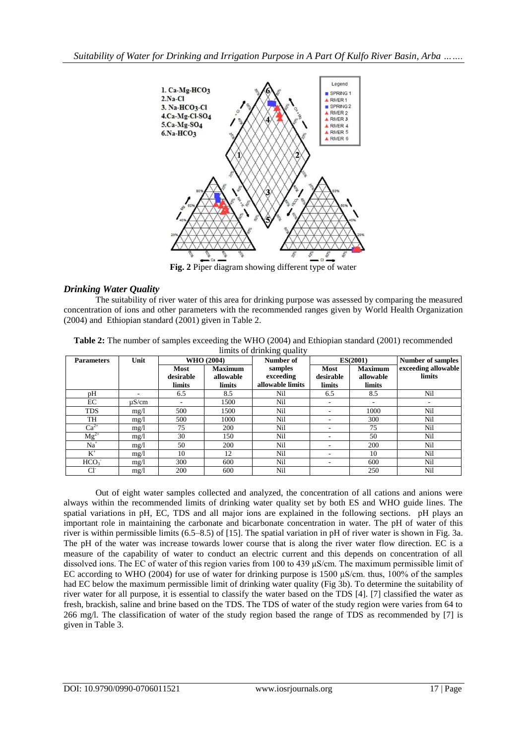Fig. 2 Piper diagram showing different type of water

### *Drinking Water Quality*

The suitability of river water of this area for drinking purpose was assessed by comparing the measured concentration of ions and other parameters with the recommended ranges given by World Health Organization (2004) and Ethiopian standard (2001) given in Table 2.

**Table 2:** The number of samples exceeding the WHO (2004) and Ethiopian standard (2001) recommended limits of drinking quality

| Parameters | Unit | WHO (2004) | | Number of samples exceeding allowable limits | ES(2001) | | Number of samples exceeding allowable limits |
|---|---|---|---|---|---|---|---|
| | | Most desirable limits | Maximum allowable limits | | Most desirable limits | Maximum allowable limits | |
| pH | - | 6.5 | 8.5 | Nil | 6.5 | 8.5 | Nil |
| EC | μS/cm | - | 1500 | Nil | - | - | - |
| TDS | mg/l | 500 | 1500 | Nil | - | 1000 | Nil |
| TH | mg/l | 500 | 1000 | Nil | - | 300 | Nil |
| $Ca^{2+}$ | mg/l | 75 | 200 | Nil | - | 75 | Nil |
| $Mg^{2+}$ | mg/l | 30 | 150 | Nil | - | 50 | Nil |
| $Na^{+}$ | mg/l | 50 | 200 | Nil | - | 200 | Nil |
| $K^{+}$ | mg/l | 10 | 12 | Nil | - | 10 | Nil |
| $HCO_3^-$ | mg/l | 300 | 600 | Nil | - | 600 | Nil |
| $Cl^-$ | mg/l | 200 | 600 | Nil | | 250 | Nil |

Out of eight water samples collected and analyzed, the concentration of all cations and anions were always within the recommended limits of drinking water quality set by both ES and WHO guide lines. The spatial variations in pH, EC, TDS and all major ions are explained in the following sections. pH plays an important role in maintaining the carbonate and bicarbonate concentration in water. The pH of water of this river is within permissible limits (6.5–8.5) of [15]. The spatial variation in pH of river water is shown in Fig. 3a. The pH of the water was increase towards lower course that is along the river water flow direction. EC is a measure of the capability of water to conduct an electric current and this depends on concentration of all dissolved ions. The EC of water of this region varies from 100 to 439 μS/cm. The maximum permissible limit of EC according to WHO (2004) for use of water for drinking purpose is 1500 μS/cm. thus, 100% of the samples had EC below the maximum permissible limit of drinking water quality (Fig 3b). To determine the suitability of river water for all purpose, it is essential to classify the water based on the TDS [4]. [7] classified the water as fresh, brackish, saline and brine based on the TDS. The TDS of water of the study region were varies from 64 to 266 mg/l. The classification of water of the study region based the range of TDS as recommended by [7] is given in Table 3.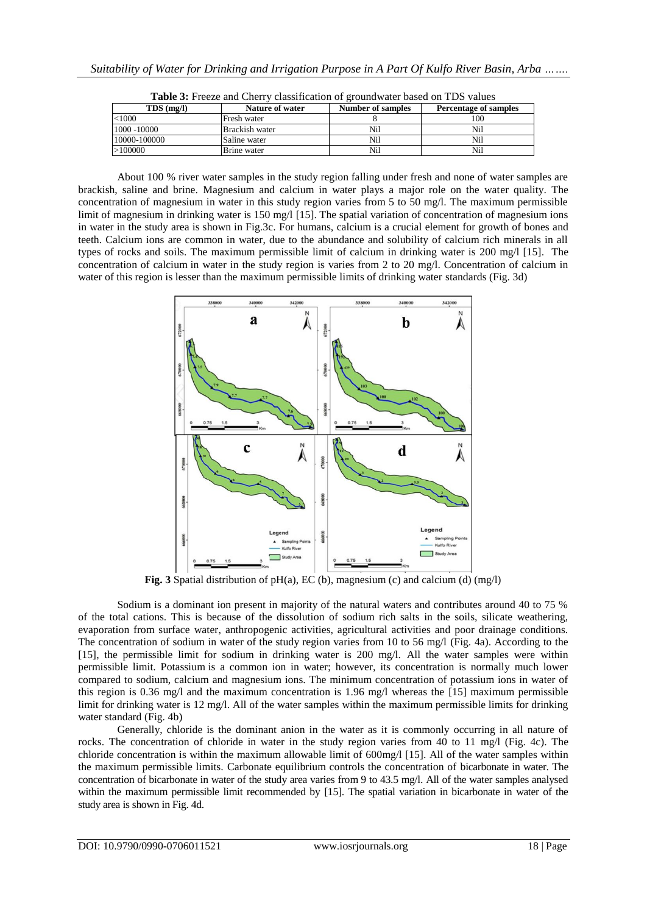**Table 3:** Freeze and Cherry classification of groundwater based on TDS values

| TDS (mg/l) | Nature of water | Number of samples | Percentage of samples |
|---|---|---|---|
| <1000 | Fresh water | 8 | 100 |
| 1000 -10000 | Brackish water | Nil | Nil |
| 10000-100000 | Saline water | Nil | Nil |
| >100000 | Brine water | Nil | Nil |

About 100 % river water samples in the study region falling under fresh and none of water samples are brackish, saline and brine. Magnesium and calcium in water plays a major role on the water quality. The concentration of magnesium in water in this study region varies from 5 to 50 mg/l. The maximum permissible limit of magnesium in drinking water is 150 mg/l [15]. The spatial variation of concentration of magnesium ions in water in the study area is shown in Fig.3c. For humans, calcium is a crucial element for growth of bones and teeth. Calcium ions are common in water, due to the abundance and solubility of calcium rich minerals in all types of rocks and soils. The maximum permissible limit of calcium in drinking water is 200 mg/l [15]. The concentration of calcium in water in the study region is varies from 2 to 20 mg/l. Concentration of calcium in water of this region is lesser than the maximum permissible limits of drinking water standards (Fig. 3d)

**Fig. 3** Spatial distribution of pH(a), EC (b), magnesium (c) and calcium (d) (mg/l)

Sodium is a dominant ion present in majority of the natural waters and contributes around 40 to 75 % of the total cations. This is because of the dissolution of sodium rich salts in the soils, silicate weathering, evaporation from surface water, anthropogenic activities, agricultural activities and poor drainage conditions. The concentration of sodium in water of the study region varies from 10 to 56 mg/l (Fig. 4a). According to the [15], the permissible limit for sodium in drinking water is 200 mg/l. All the water samples were within permissible limit. Potassium is a common ion in water; however, its concentration is normally much lower compared to sodium, calcium and magnesium ions. The minimum concentration of potassium ions in water of this region is 0.36 mg/l and the maximum concentration is 1.96 mg/l whereas the [15] maximum permissible limit for drinking water is 12 mg/l. All of the water samples within the maximum permissible limits for drinking water standard (Fig. 4b)

Generally, chloride is the dominant anion in the water as it is commonly occurring in all nature of rocks. The concentration of chloride in water in the study region varies from 40 to 11 mg/l (Fig. 4c). The chloride concentration is within the maximum allowable limit of 600mg/l [15]. All of the water samples within the maximum permissible limits. Carbonate equilibrium controls the concentration of bicarbonate in water. The concentration of bicarbonate in water of the study area varies from 9 to 43.5 mg/l. All of the water samples analysed within the maximum permissible limit recommended by [15]. The spatial variation in bicarbonate in water of the study area is shown in Fig. 4d.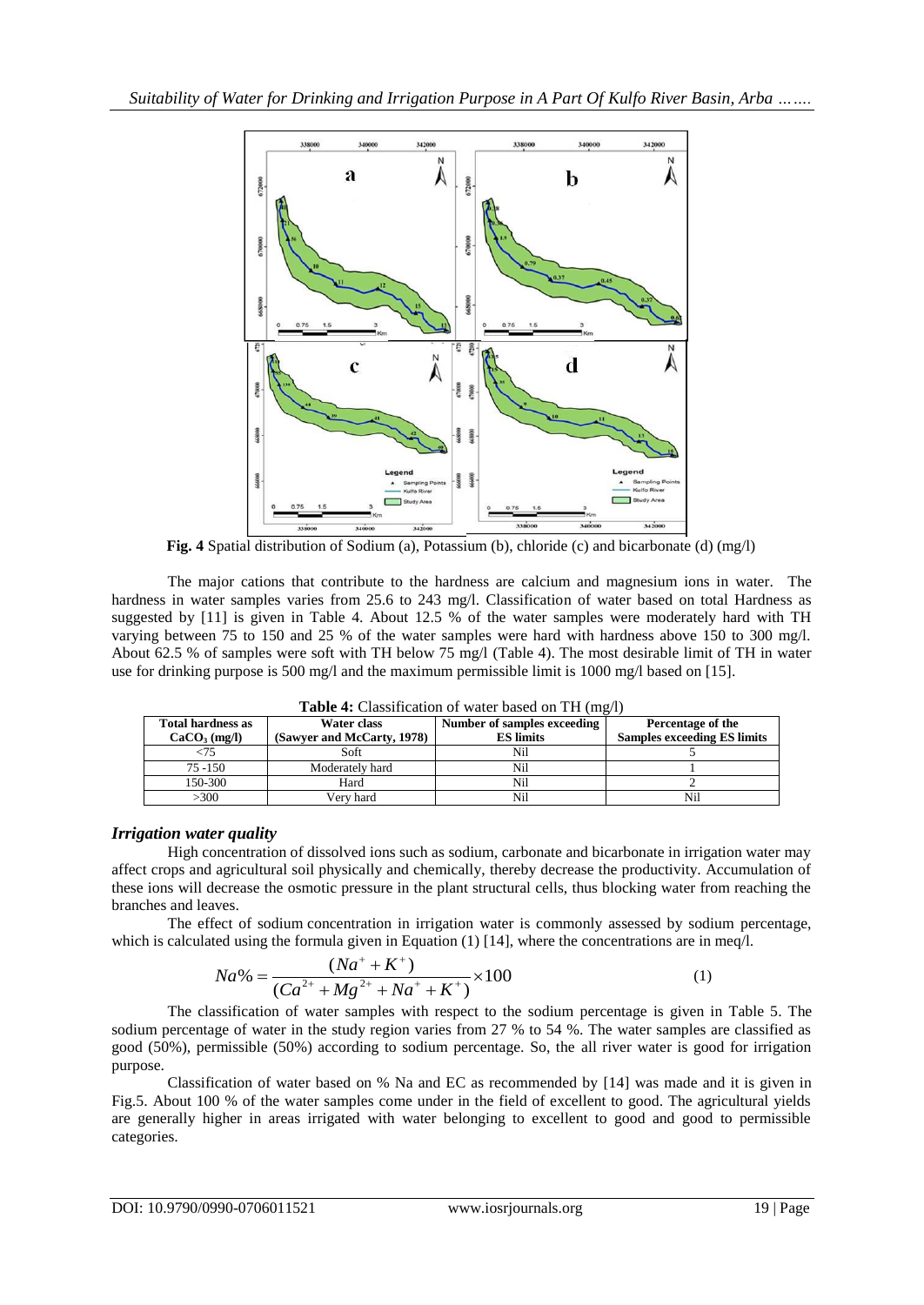**Fig. 4** Spatial distribution of Sodium (a), Potassium (b), chloride (c) and bicarbonate (d) (mg/l)

The major cations that contribute to the hardness are calcium and magnesium ions in water. The hardness in water samples varies from 25.6 to 243 mg/l. Classification of water based on total Hardness as suggested by [11] is given in Table 4. About 12.5 % of the water samples were moderately hard with TH varying between 75 to 150 and 25 % of the water samples were hard with hardness above 150 to 300 mg/l. About 62.5 % of samples were soft with TH below 75 mg/l (Table 4). The most desirable limit of TH in water use for drinking purpose is 500 mg/l and the maximum permissible limit is 1000 mg/l based on [15].

**Table 4:** Classification of water based on TH (mg/l)

| Total hardness as $CaCO_3$ (mg/l) | Water class (Sawyer and McCarty, 1978) | Number of samples exceeding ES limits | Percentage of the Samples exceeding ES limits |
|---|---|---|---|
| <75 | Soft | Nil | 5 |
| 75 -150 | Moderately hard | Nil | 1 |
| 150-300 | Hard | Nil | 2 |
| >300 | Very hard | Nil | Nil |

### *Irrigation water quality*

High concentration of dissolved ions such as sodium, carbonate and bicarbonate in irrigation water may affect crops and agricultural soil physically and chemically, thereby decrease the productivity. Accumulation of these ions will decrease the osmotic pressure in the plant structural cells, thus blocking water from reaching the branches and leaves.

The effect of sodium concentration in irrigation water is commonly assessed by sodium percentage, which is calculated using the formula given in Equation (1) [14], where the concentrations are in meq/l.

$$Na\% = \frac{(Na^{+} + K^{+})}{(Ca^{2+} + Mg^{2+} + Na^{+} + K^{+})} \times 100 \qquad (1)$$

The classification of water samples with respect to the sodium percentage is given in Table 5. The sodium percentage of water in the study region varies from 27 % to 54 %. The water samples are classified as good (50%), permissible (50%) according to sodium percentage. So, the all river water is good for irrigation purpose.

Classification of water based on % Na and EC as recommended by [14] was made and it is given in Fig.5. About 100 % of the water samples come under in the field of excellent to good. The agricultural yields are generally higher in areas irrigated with water belonging to excellent to good and good to permissible categories.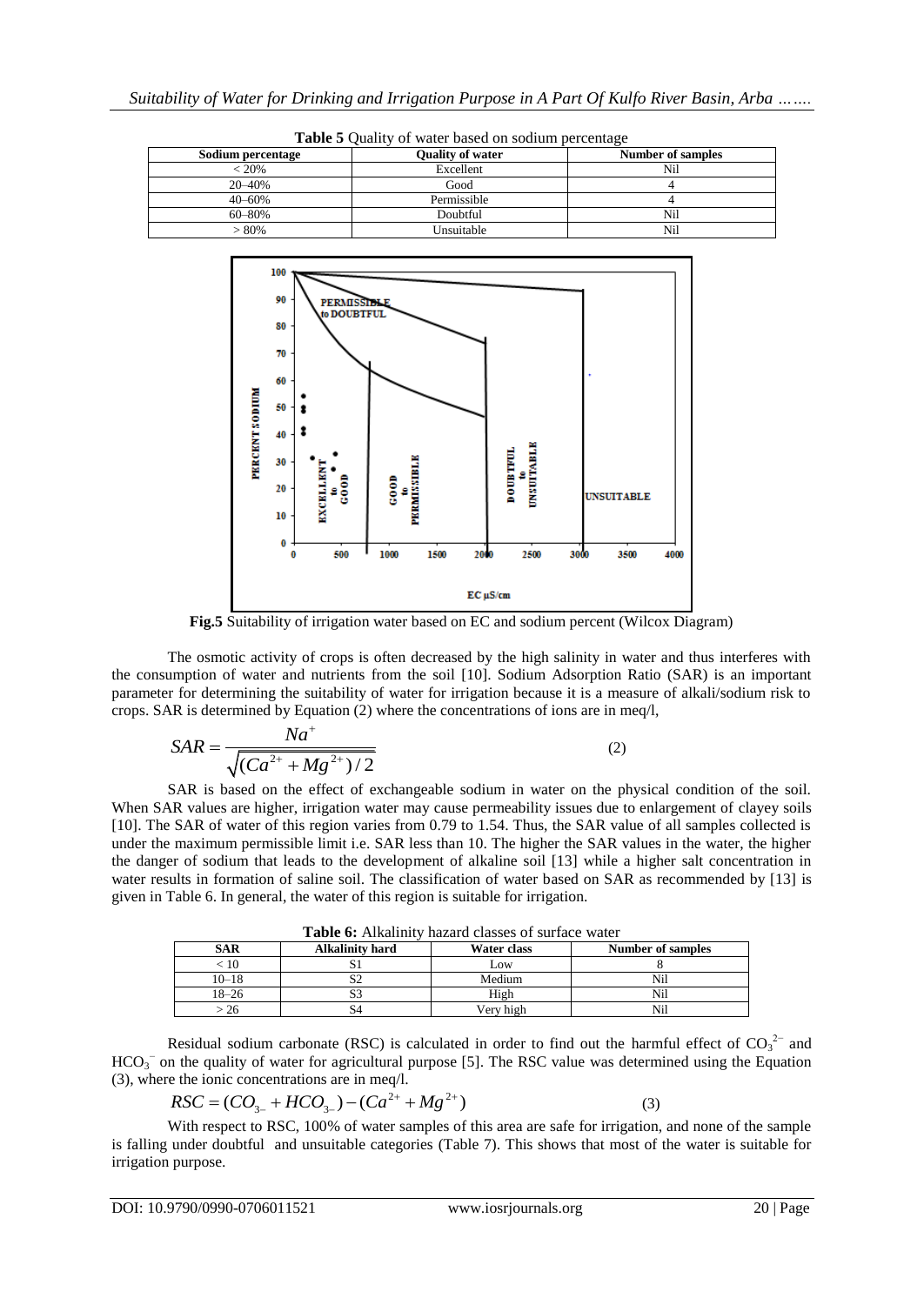**Table 5** Quality of water based on sodium percentage

| Sodium percentage | Quality of water | Number of samples |
|---|---|---|
| < 20% | Excellent | Nil |
| 20–40% | Good | 4 |
| 40–60% | Permissible | 4 |
| 60–80% | Doubtful | Nil |
| > 80% | Unsuitable | Nil |

**Fig.5** Suitability of irrigation water based on EC and sodium percent (Wilcox Diagram)

The osmotic activity of crops is often decreased by the high salinity in water and thus interferes with the consumption of water and nutrients from the soil [10]. Sodium Adsorption Ratio (SAR) is an important parameter for determining the suitability of water for irrigation because it is a measure of alkali/sodium risk to crops. SAR is determined by Equation (2) where the concentrations of ions are in meq/l,

$$SAR = \frac{Na^{+}}{\sqrt{(Ca^{2+} + Mg^{2+})/2}} \tag{2}$$

SAR is based on the effect of exchangeable sodium in water on the physical condition of the soil. When SAR values are higher, irrigation water may cause permeability issues due to enlargement of clayey soils [10]. The SAR of water of this region varies from 0.79 to 1.54. Thus, the SAR value of all samples collected is under the maximum permissible limit i.e. SAR less than 10. The higher the SAR values in the water, the higher the danger of sodium that leads to the development of alkaline soil [13] while a higher salt concentration in water results in formation of saline soil. The classification of water based on SAR as recommended by [13] is given in Table 6. In general, the water of this region is suitable for irrigation.

**Table 6:** Alkalinity hazard classes of surface water

| SAR | Alkalinity hard | Water class | Number of samples |
|---|---|---|---|
| < 10 | S1 | Low | 8 |
| 10–18 | S2 | Medium | Nil |
| 18–26 | S3 | High | Nil |
| > 26 | S4 | Very high | Nil |

Residual sodium carbonate (RSC) is calculated in order to find out the harmful effect of $CO_3^{2-}$ and $HCO_3^{-}$ on the quality of water for agricultural purpose [5]. The RSC value was determined using the Equation (3), where the ionic concentrations are in meq/l.

$$RSC = (CO_{3-} + HCO_{3-}) - (Ca^{2+} + Mg^{2+}) \tag{3}$$

With respect to RSC, 100% of water samples of this area are safe for irrigation, and none of the sample is falling under doubtful and unsuitable categories (Table 7). This shows that most of the water is suitable for irrigation purpose.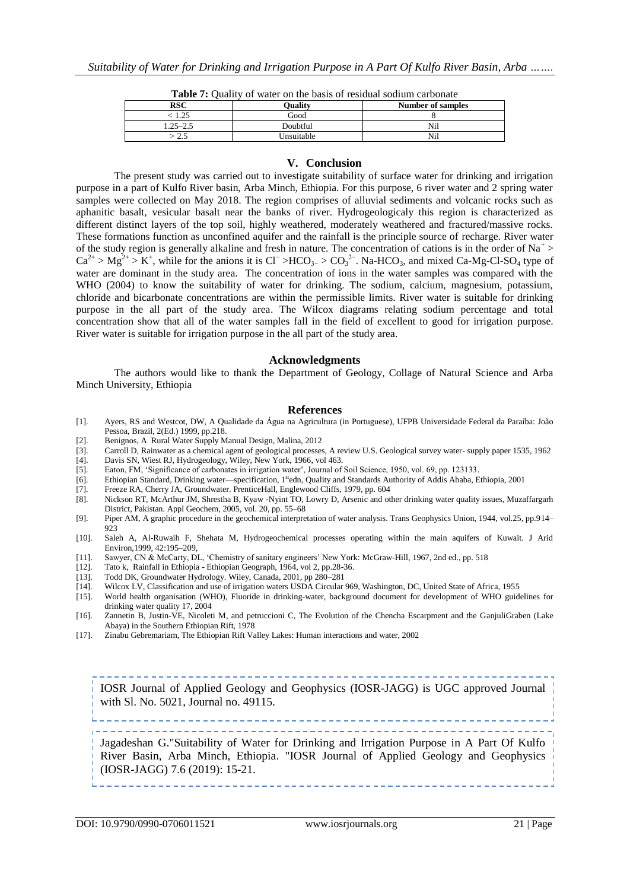**Table 7:** Quality of water on the basis of residual sodium carbonate

| RSC | Quality | Number of samples |
|---|---|---|
| < 1.25 | Good | 8 |
| 1.25–2.5 | Doubtful | Nil |
| > 2.5 | Unsuitable | Nil |

## V. Conclusion

The present study was carried out to investigate suitability of surface water for drinking and irrigation purpose in a part of Kulfo River basin, Arba Minch, Ethiopia. For this purpose, 6 river water and 2 spring water samples were collected on May 2018. The region comprises of alluvial sediments and volcanic rocks such as aphanitic basalt, vesicular basalt near the banks of river. Hydrogeologicaly this region is characterized as different distinct layers of the top soil, highly weathered, moderately weathered and fractured/massive rocks. These formations function as unconfined aquifer and the rainfall is the principle source of recharge. River water of the study region is generally alkaline and fresh in nature. The concentration of cations is in the order of $Na^+ > Ca^{2+} > Mg^{2+} > K^+$, while for the anions it is $Cl^- > HCO_{3-} > CO_3^{2-}$. Na-$HCO_3$, and mixed Ca-Mg-Cl-$SO_4$ type of water are dominant in the study area. The concentration of ions in the water samples was compared with the WHO (2004) to know the suitability of water for drinking. The sodium, calcium, magnesium, potassium, chloride and bicarbonate concentrations are within the permissible limits. River water is suitable for drinking purpose in the all part of the study area. The Wilcox diagrams relating sodium percentage and total concentration show that all of the water samples fall in the field of excellent to good for irrigation purpose. River water is suitable for irrigation purpose in the all part of the study area.

## Acknowledgments

The authors would like to thank the Department of Geology, Collage of Natural Science and Arba Minch University, Ethiopia

## References

[1]. Ayers, RS and Westcot, DW, A Qualidade da Água na Agricultura (in Portuguese), UFPB Universidade Federal da Paraíba: João Pessoa, Brazil, 2(Ed.) 1999, pp.218.
[2]. Benignos, A Rural Water Supply Manual Design, Malina, 2012
[3]. Carroll D, Rainwater as a chemical agent of geological processes, A review U.S. Geological survey water- supply paper 1535, 1962
[4]. Davis SN, Wiest RJ, Hydrogeology, Wiley, New York, 1966, vol 463.
[5]. Eaton, FM, 'Significance of carbonates in irrigation water', Journal of Soil Science, 1950, vol. 69, pp. 123133.
[6]. Ethiopian Standard, Drinking water—specification, 1stedn, Quality and Standards Authority of Addis Ababa, Ethiopia, 2001
[7]. Freeze RA, Cherry JA, Groundwater. PrenticeHall, Englewood Cliffs, 1979, pp. 604
[8]. Nickson RT, McArthur JM, Shrestha B, Kyaw -Nyint TO, Lowry D, Arsenic and other drinking water quality issues, Muzaffargarh District, Pakistan. Appl Geochem, 2005, vol. 20, pp. 55–68
[9]. Piper AM, A graphic procedure in the geochemical interpretation of water analysis. Trans Geophysics Union, 1944, vol.25, pp.914–923
[10]. Saleh A, Al-Ruwaih F, Shehata M, Hydrogeochemical processes operating within the main aquifers of Kuwait. J Arid Environ,1999, 42:195–209,
[11]. Sawyer, CN & McCarty, DL, 'Chemistry of sanitary engineers' New York: McGraw-Hill, 1967, 2nd ed., pp. 518
[12]. Tato k, Rainfall in Ethiopia - Ethiopian Geograph, 1964, vol 2, pp.28-36.
[13]. Todd DK, Groundwater Hydrology. Wiley, Canada, 2001, pp 280–281
[14]. Wilcox LV, Classification and use of irrigation waters USDA Circular 969, Washington, DC, United State of Africa, 1955
[15]. World health organisation (WHO), Fluoride in drinking-water, background document for development of WHO guidelines for drinking water quality 17, 2004
[16]. Zannetin B, Justin-VE, Nicoleti M, and petruccioni C, The Evolution of the Chencha Escarpment and the GanjuliGraben (Lake Abaya) in the Southern Ethiopian Rift, 1978
[17]. Zinabu Gebremariam, The Ethiopian Rift Valley Lakes: Human interactions and water, 2002

IOSR Journal of Applied Geology and Geophysics (IOSR-JAGG) is UGC approved Journal with Sl. No. 5021, Journal no. 49115.

Jagadeshan G."Suitability of Water for Drinking and Irrigation Purpose in A Part Of Kulfo River Basin, Arba Minch, Ethiopia. "IOSR Journal of Applied Geology and Geophysics (IOSR-JAGG) 7.6 (2019): 15-21.